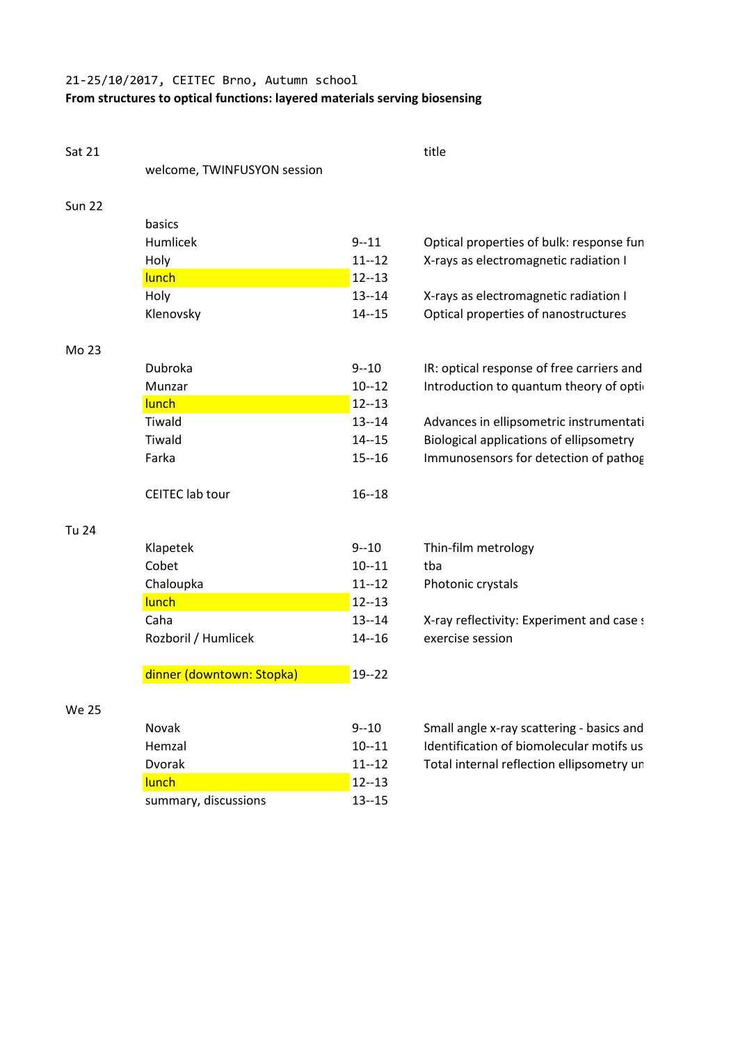21-25/10/2017, CEITEC Brno, Autumn school

**From structures to optical functions: layered materials serving biosensing**

| Sat 21 | | | title |
|---|---|---|---|
| | welcome, TWINFUSYON session | | |
| Sun 22 | | | |
| | basics | | |
| | Humlicek | 9--11 | Optical properties of bulk: response fun |
| | Holy | 11--12 | X-rays as electromagnetic radiation I |
| | lunch | 12--13 | |
| | Holy | 13--14 | X-rays as electromagnetic radiation I |
| | Klenovsky | 14--15 | Optical properties of nanostructures |
| Mo 23 | | | |
| | Dubroka | 9--10 | IR: optical response of free carriers and |
| | Munzar | 10--12 | Introduction to quantum theory of opti |
| | lunch | 12--13 | |
| | Tiwald | 13--14 | Advances in ellipsometric instrumentati |
| | Tiwald | 14--15 | Biological applications of ellipsometry |
| | Farka | 15--16 | Immunosensors for detection of pathog |
| | CEITEC lab tour | 16--18 | |
| Tu 24 | | | |
| | Klapetek | 9--10 | Thin-film metrology |
| | Cobet | 10--11 | tba |
| | Chaloupka | 11--12 | Photonic crystals |
| | lunch | 12--13 | |
| | Caha | 13--14 | X-ray reflectivity: Experiment and case s |
| | Rozboril / Humlicek | 14--16 | exercise session |
| | dinner (downtown: Stopka) | 19--22 | |
| We 25 | | | |
| | Novak | 9--10 | Small angle x-ray scattering - basics and |
| | Hemzal | 10--11 | Identification of biomolecular motifs us |
| | Dvorak | 11--12 | Total internal reflection ellipsometry un |
| | lunch | 12--13 | |
| | summary, discussions | 13--15 | |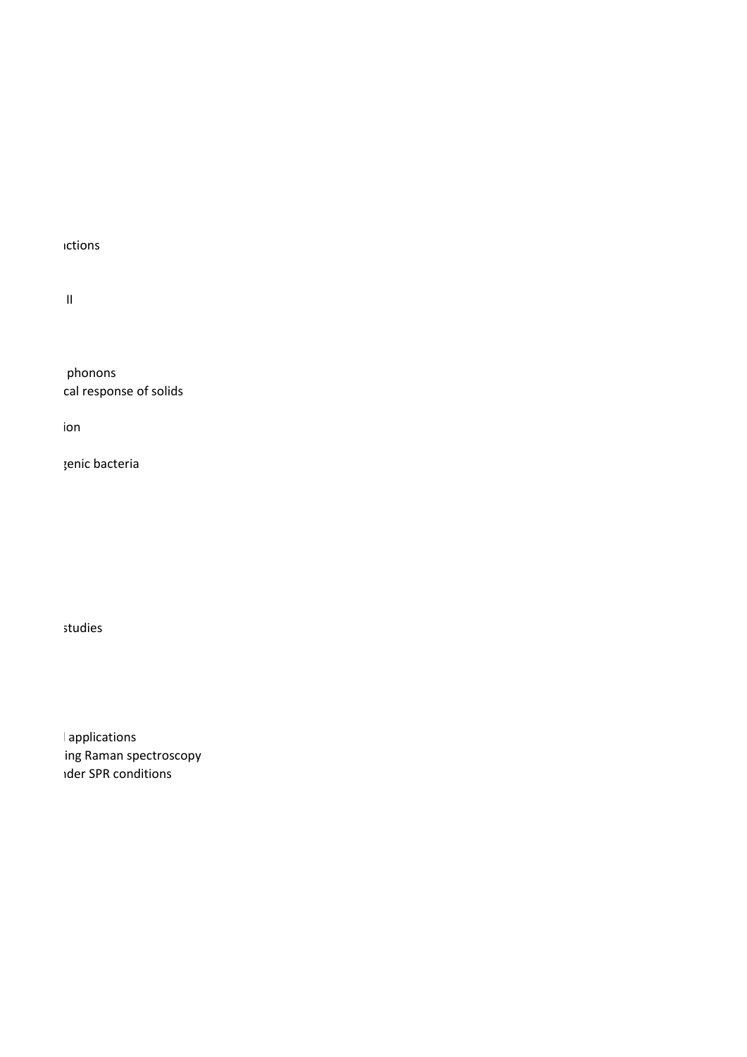ıctions

II

phonons
cal response of solids

ion

genic bacteria

studies

l applications
ing Raman spectroscopy
ıder SPR conditions